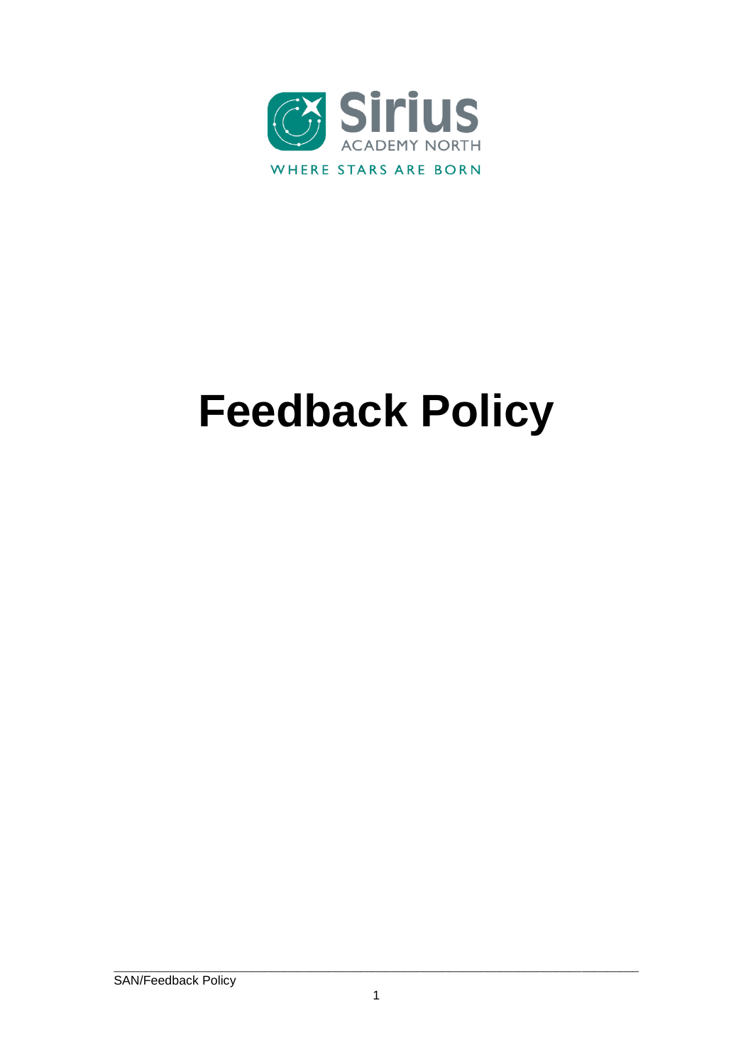Sirius

ACADEMY NORTH

WHERE STARS ARE BORN

# Feedback Policy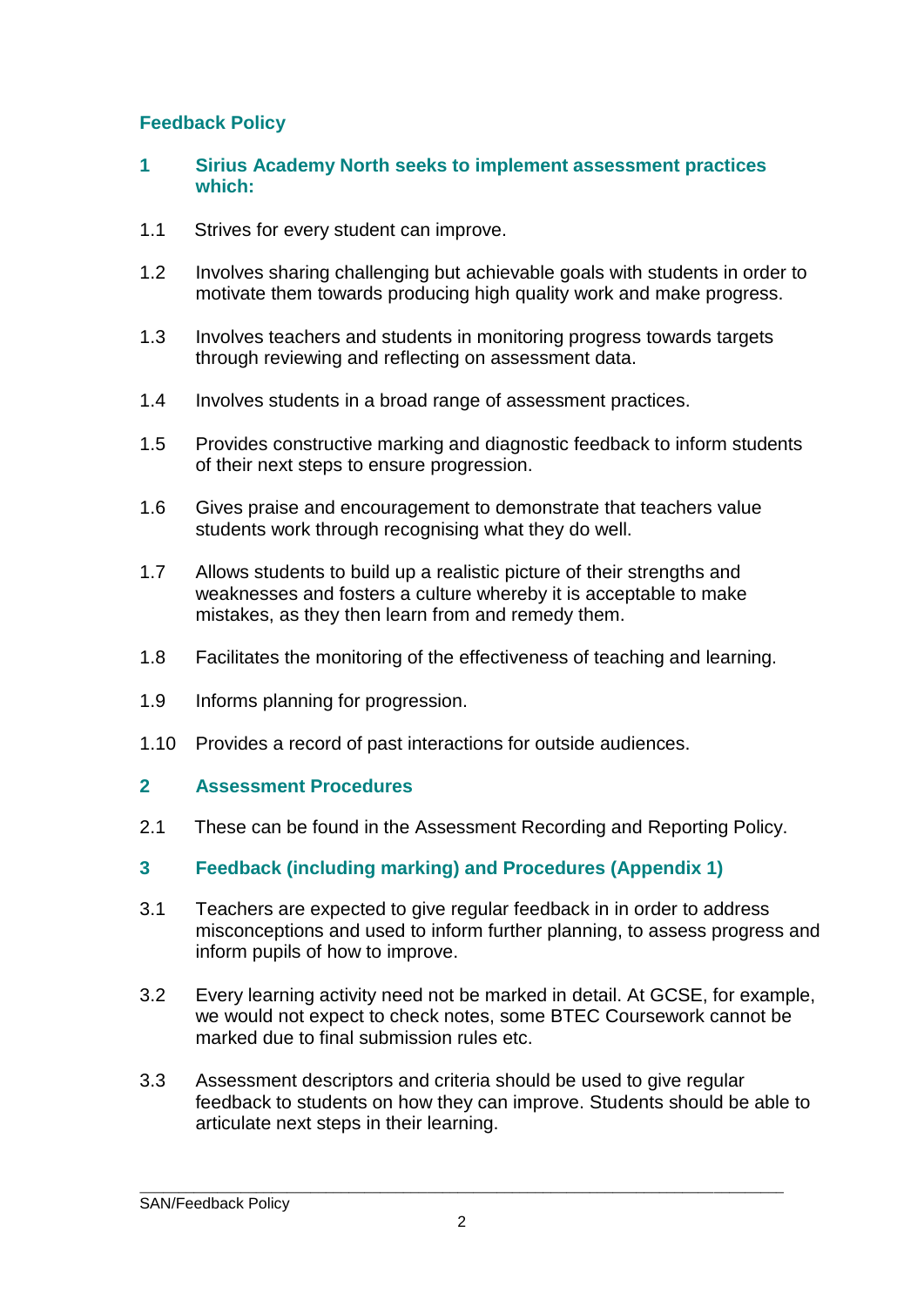## Feedback Policy

### 1 Sirius Academy North seeks to implement assessment practices which:

1.1 Strives for every student can improve.

1.2 Involves sharing challenging but achievable goals with students in order to motivate them towards producing high quality work and make progress.

1.3 Involves teachers and students in monitoring progress towards targets through reviewing and reflecting on assessment data.

1.4 Involves students in a broad range of assessment practices.

1.5 Provides constructive marking and diagnostic feedback to inform students of their next steps to ensure progression.

1.6 Gives praise and encouragement to demonstrate that teachers value students work through recognising what they do well.

1.7 Allows students to build up a realistic picture of their strengths and weaknesses and fosters a culture whereby it is acceptable to make mistakes, as they then learn from and remedy them.

1.8 Facilitates the monitoring of the effectiveness of teaching and learning.

1.9 Informs planning for progression.

1.10 Provides a record of past interactions for outside audiences.

### 2 Assessment Procedures

2.1 These can be found in the Assessment Recording and Reporting Policy.

### 3 Feedback (including marking) and Procedures (Appendix 1)

3.1 Teachers are expected to give regular feedback in in order to address misconceptions and used to inform further planning, to assess progress and inform pupils of how to improve.

3.2 Every learning activity need not be marked in detail. At GCSE, for example, we would not expect to check notes, some BTEC Coursework cannot be marked due to final submission rules etc.

3.3 Assessment descriptors and criteria should be used to give regular feedback to students on how they can improve. Students should be able to articulate next steps in their learning.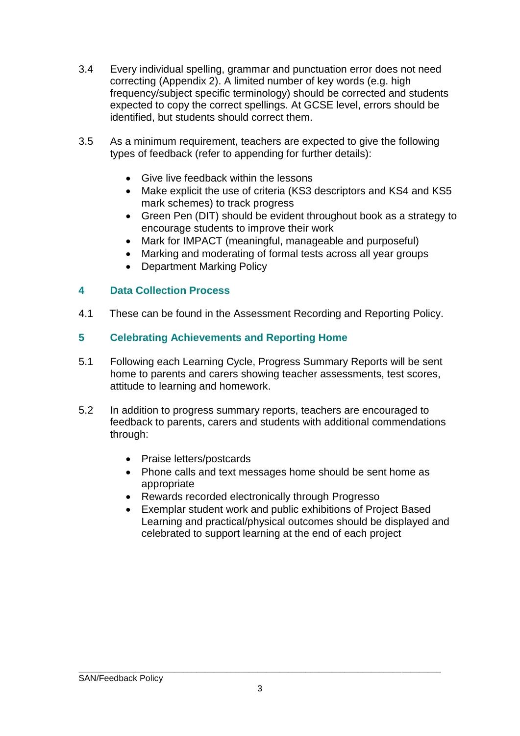3.4 Every individual spelling, grammar and punctuation error does not need correcting (Appendix 2). A limited number of key words (e.g. high frequency/subject specific terminology) should be corrected and students expected to copy the correct spellings. At GCSE level, errors should be identified, but students should correct them.

3.5 As a minimum requirement, teachers are expected to give the following types of feedback (refer to appending for further details):

- Give live feedback within the lessons
- Make explicit the use of criteria (KS3 descriptors and KS4 and KS5 mark schemes) to track progress
- Green Pen (DIT) should be evident throughout book as a strategy to encourage students to improve their work
- Mark for IMPACT (meaningful, manageable and purposeful)
- Marking and moderating of formal tests across all year groups
- Department Marking Policy

## 4 Data Collection Process

4.1 These can be found in the Assessment Recording and Reporting Policy.

## 5 Celebrating Achievements and Reporting Home

5.1 Following each Learning Cycle, Progress Summary Reports will be sent home to parents and carers showing teacher assessments, test scores, attitude to learning and homework.

5.2 In addition to progress summary reports, teachers are encouraged to feedback to parents, carers and students with additional commendations through:

- Praise letters/postcards
- Phone calls and text messages home should be sent home as appropriate
- Rewards recorded electronically through Progresso
- Exemplar student work and public exhibitions of Project Based Learning and practical/physical outcomes should be displayed and celebrated to support learning at the end of each project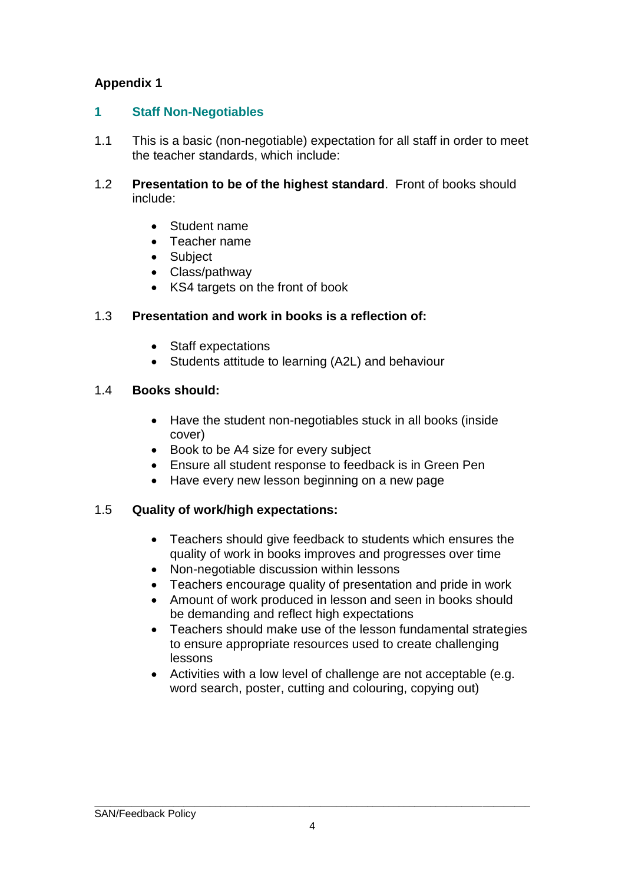**Appendix 1**

## 1 Staff Non-Negotiables

1.1 This is a basic (non-negotiable) expectation for all staff in order to meet the teacher standards, which include:

1.2 **Presentation to be of the highest standard**. Front of books should include:

- Student name
- Teacher name
- Subject
- Class/pathway
- KS4 targets on the front of book

1.3 **Presentation and work in books is a reflection of:**

- Staff expectations
- Students attitude to learning (A2L) and behaviour

1.4 **Books should:**

- Have the student non-negotiables stuck in all books (inside cover)
- Book to be A4 size for every subject
- Ensure all student response to feedback is in Green Pen
- Have every new lesson beginning on a new page

1.5 **Quality of work/high expectations:**

- Teachers should give feedback to students which ensures the quality of work in books improves and progresses over time
- Non-negotiable discussion within lessons
- Teachers encourage quality of presentation and pride in work
- Amount of work produced in lesson and seen in books should be demanding and reflect high expectations
- Teachers should make use of the lesson fundamental strategies to ensure appropriate resources used to create challenging lessons
- Activities with a low level of challenge are not acceptable (e.g. word search, poster, cutting and colouring, copying out)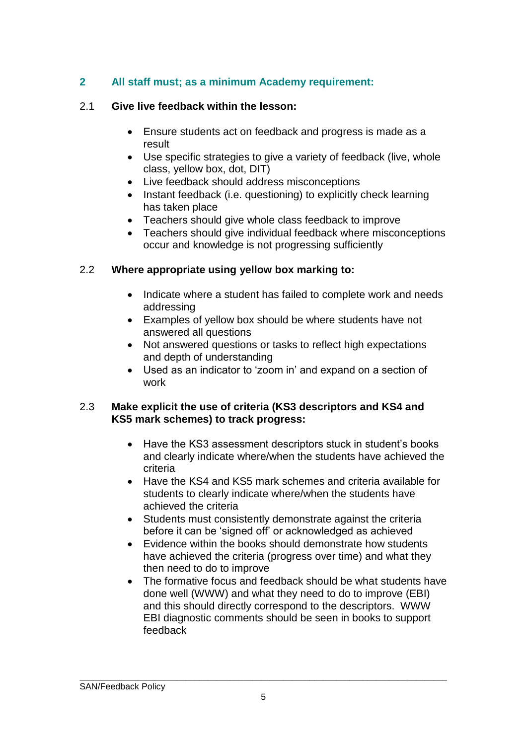## 2 All staff must; as a minimum Academy requirement:

### 2.1 Give live feedback within the lesson:

- Ensure students act on feedback and progress is made as a result
- Use specific strategies to give a variety of feedback (live, whole class, yellow box, dot, DIT)
- Live feedback should address misconceptions
- Instant feedback (i.e. questioning) to explicitly check learning has taken place
- Teachers should give whole class feedback to improve
- Teachers should give individual feedback where misconceptions occur and knowledge is not progressing sufficiently

### 2.2 Where appropriate using yellow box marking to:

- Indicate where a student has failed to complete work and needs addressing
- Examples of yellow box should be where students have not answered all questions
- Not answered questions or tasks to reflect high expectations and depth of understanding
- Used as an indicator to 'zoom in' and expand on a section of work

### 2.3 Make explicit the use of criteria (KS3 descriptors and KS4 and KS5 mark schemes) to track progress:

- Have the KS3 assessment descriptors stuck in student's books and clearly indicate where/when the students have achieved the criteria
- Have the KS4 and KS5 mark schemes and criteria available for students to clearly indicate where/when the students have achieved the criteria
- Students must consistently demonstrate against the criteria before it can be 'signed off' or acknowledged as achieved
- Evidence within the books should demonstrate how students have achieved the criteria (progress over time) and what they then need to do to improve
- The formative focus and feedback should be what students have done well (WWW) and what they need to do to improve (EBI) and this should directly correspond to the descriptors. WWW EBI diagnostic comments should be seen in books to support feedback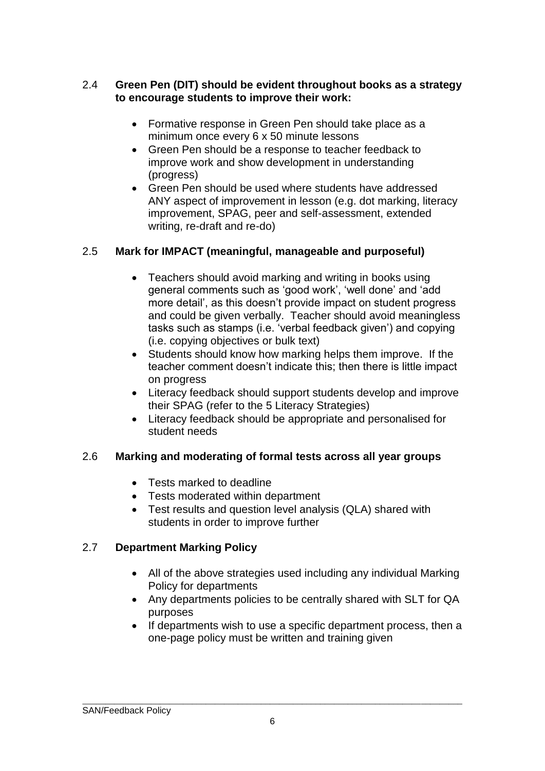## 2.4 Green Pen (DIT) should be evident throughout books as a strategy to encourage students to improve their work:

- Formative response in Green Pen should take place as a minimum once every 6 x 50 minute lessons
- Green Pen should be a response to teacher feedback to improve work and show development in understanding (progress)
- Green Pen should be used where students have addressed ANY aspect of improvement in lesson (e.g. dot marking, literacy improvement, SPAG, peer and self-assessment, extended writing, re-draft and re-do)

## 2.5 Mark for IMPACT (meaningful, manageable and purposeful)

- Teachers should avoid marking and writing in books using general comments such as 'good work', 'well done' and 'add more detail', as this doesn't provide impact on student progress and could be given verbally. Teacher should avoid meaningless tasks such as stamps (i.e. 'verbal feedback given') and copying (i.e. copying objectives or bulk text)
- Students should know how marking helps them improve. If the teacher comment doesn't indicate this; then there is little impact on progress
- Literacy feedback should support students develop and improve their SPAG (refer to the 5 Literacy Strategies)
- Literacy feedback should be appropriate and personalised for student needs

## 2.6 Marking and moderating of formal tests across all year groups

- Tests marked to deadline
- Tests moderated within department
- Test results and question level analysis (QLA) shared with students in order to improve further

## 2.7 Department Marking Policy

- All of the above strategies used including any individual Marking Policy for departments
- Any departments policies to be centrally shared with SLT for QA purposes
- If departments wish to use a specific department process, then a one-page policy must be written and training given